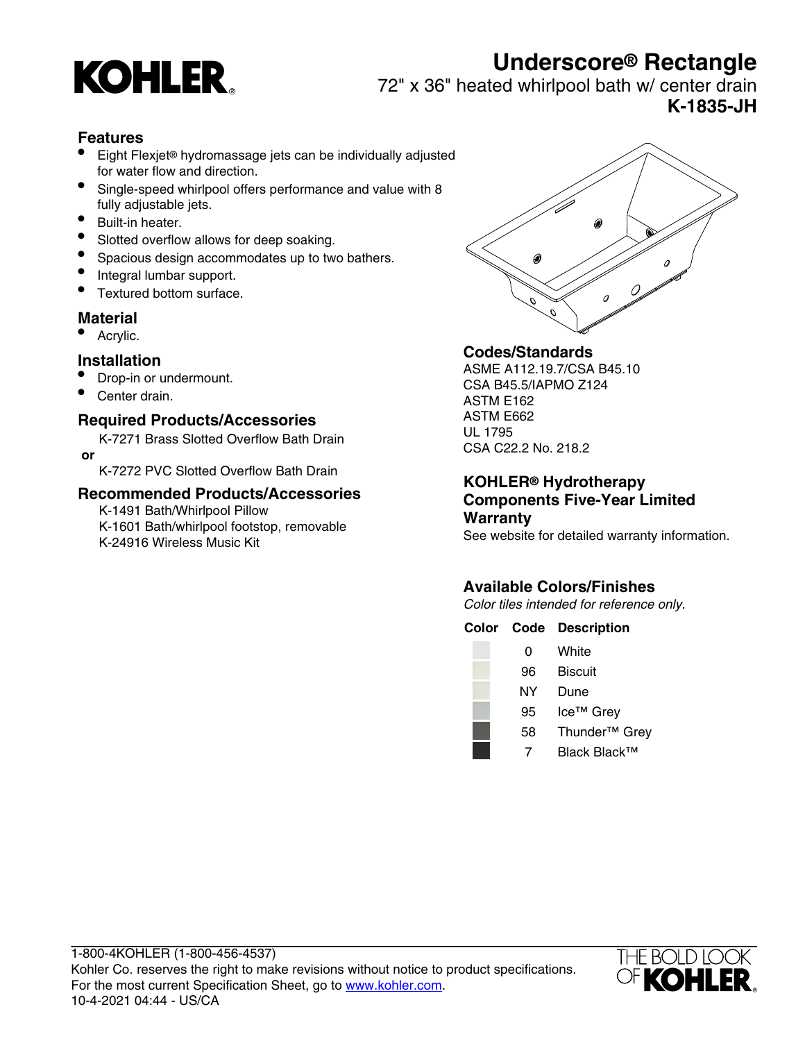# Underscore® Rectangle

72" x 36" heated whirlpool bath w/ center drain

**K-1835-JH**

## Features

- Eight Flexjet® hydromassage jets can be individually adjusted for water flow and direction.
- Single-speed whirlpool offers performance and value with 8 fully adjustable jets.
- Built-in heater.
- Slotted overflow allows for deep soaking.
- Spacious design accommodates up to two bathers.
- Integral lumbar support.
- Textured bottom surface.

## Material

- Acrylic.

## Installation

- Drop-in or undermount.
- Center drain.

## Required Products/Accessories

K-7271 Brass Slotted Overflow Bath Drain

**or**

K-7272 PVC Slotted Overflow Bath Drain

## Recommended Products/Accessories

K-1491 Bath/Whirlpool Pillow
K-1601 Bath/whirlpool footstop, removable
K-24916 Wireless Music Kit

## Codes/Standards

ASME A112.19.7/CSA B45.10
CSA B45.5/IAPMO Z124
ASTM E162
ASTM E662
UL 1795
CSA C22.2 No. 218.2

## KOHLER® Hydrotherapy Components Five-Year Limited Warranty

See website for detailed warranty information.

## Available Colors/Finishes

*Color tiles intended for reference only.*

| Color | Code | Description |
|---|---|---|
| | 0 | White |
| | 96 | Biscuit |
| | NY | Dune |
| | 95 | Ice™ Grey |
| | 58 | Thunder™ Grey |
| | 7 | Black Black™ |

1-800-4KOHLER (1-800-456-4537)
Kohler Co. reserves the right to make revisions without notice to product specifications.
For the most current Specification Sheet, go to www.kohler.com.
10-4-2021 04:44 - US/CA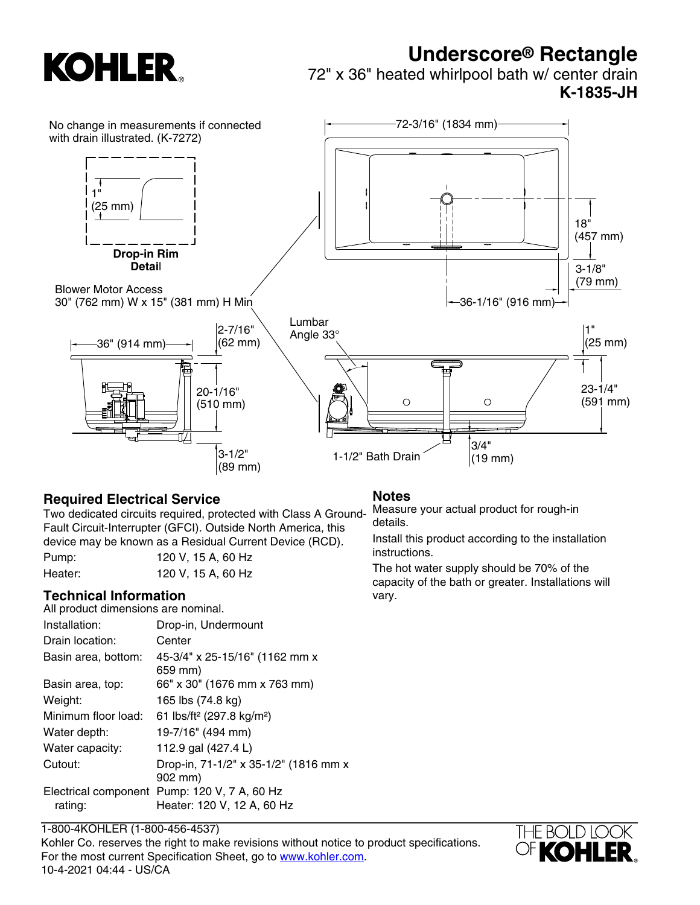# KOHLER

## Underscore® Rectangle

72" x 36" heated whirlpool bath w/ center drain

**K-1835-JH**

No change in measurements if connected with drain illustrated. (K-7272)

**Drop-in Rim Detail**

1" (25 mm)

Blower Motor Access
30" (762 mm) W x 15" (381 mm) H Min

72-3/16" (1834 mm)

18" (457 mm)

3-1/8" (79 mm)

36-1/16" (916 mm)

36" (914 mm)

2-7/16" (62 mm)

20-1/16" (510 mm)

3-1/2" (89 mm)

Lumbar Angle 33°

1" (25 mm)

23-1/4" (591 mm)

3/4" (19 mm)

1-1/2" Bath Drain

### Required Electrical Service

Two dedicated circuits required, protected with Class A Ground-Fault Circuit-Interrupter (GFCI). Outside North America, this device may be known as a Residual Current Device (RCD).

| | |
|---|---|
| Pump: | 120 V, 15 A, 60 Hz |
| Heater: | 120 V, 15 A, 60 Hz |

### Technical Information

All product dimensions are nominal.

| | |
|---|---|
| Installation: | Drop-in, Undermount |
| Drain location: | Center |
| Basin area, bottom: | 45-3/4" x 25-15/16" (1162 mm x 659 mm) |
| Basin area, top: | 66" x 30" (1676 mm x 763 mm) |
| Weight: | 165 lbs (74.8 kg) |
| Minimum floor load: | 61 lbs/ft² (297.8 kg/m²) |
| Water depth: | 19-7/16" (494 mm) |
| Water capacity: | 112.9 gal (427.4 L) |
| Cutout: | Drop-in, 71-1/2" x 35-1/2" (1816 mm x 902 mm) |
| Electrical component rating: | Pump: 120 V, 7 A, 60 Hz<br>Heater: 120 V, 12 A, 60 Hz |

### Notes

Measure your actual product for rough-in details.

Install this product according to the installation instructions.

The hot water supply should be 70% of the capacity of the bath or greater. Installations will vary.

1-800-4KOHLER (1-800-456-4537)

Kohler Co. reserves the right to make revisions without notice to product specifications. For the most current Specification Sheet, go to www.kohler.com.

10-4-2021 04:44 - US/CA

THE BOLD LOOK OF KOHLER.